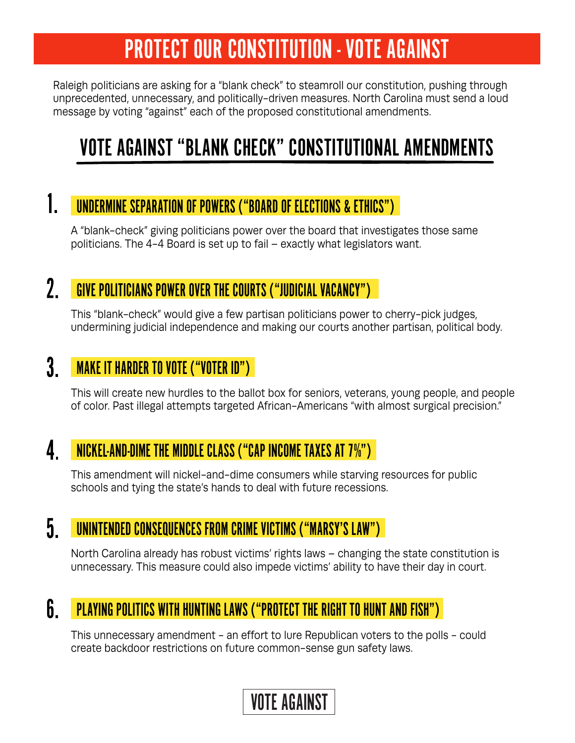# PROTECT OUR CONSTITUTION - VOTE AGAINST

Raleigh politicians are asking for a "blank check" to steamroll our constitution, pushing through unprecedented, unnecessary, and politically-driven measures. North Carolina must send a loud message by voting "against" each of the proposed constitutional amendments.

## VOTE AGAINST "BLANK CHECK" CONSTITUTIONAL AMENDMENTS

### 1. UNDERMINE SEPARATION OF POWERS ("BOARD OF ELECTIONS & ETHICS")

A "blank-check" giving politicians power over the board that investigates those same politicians. The 4-4 Board is set up to fail – exactly what legislators want.

### 2. GIVE POLITICIANS POWER OVER THE COURTS ("JUDICIAL VACANCY")

This "blank-check" would give a few partisan politicians power to cherry-pick judges, undermining judicial independence and making our courts another partisan, political body.

### 3. MAKE IT HARDER TO VOTE ("VOTER ID")

This will create new hurdles to the ballot box for seniors, veterans, young people, and people of color. Past illegal attempts targeted African-Americans "with almost surgical precision."

### 4. NICKEL-AND-DIME THE MIDDLE CLASS ("CAP INCOME TAXES AT 7%")

This amendment will nickel-and-dime consumers while starving resources for public schools and tying the state's hands to deal with future recessions.

### 5. UNINTENDED CONSEQUENCES FROM CRIME VICTIMS ("MARSY'S LAW")

North Carolina already has robust victims' rights laws – changing the state constitution is unnecessary. This measure could also impede victims' ability to have their day in court.

### 6. PLAYING POLITICS WITH HUNTING LAWS ("PROTECT THE RIGHT TO HUNT AND FISH")

This unnecessary amendment - an effort to lure Republican voters to the polls - could create backdoor restrictions on future common-sense gun safety laws.

**VOTE AGAINST**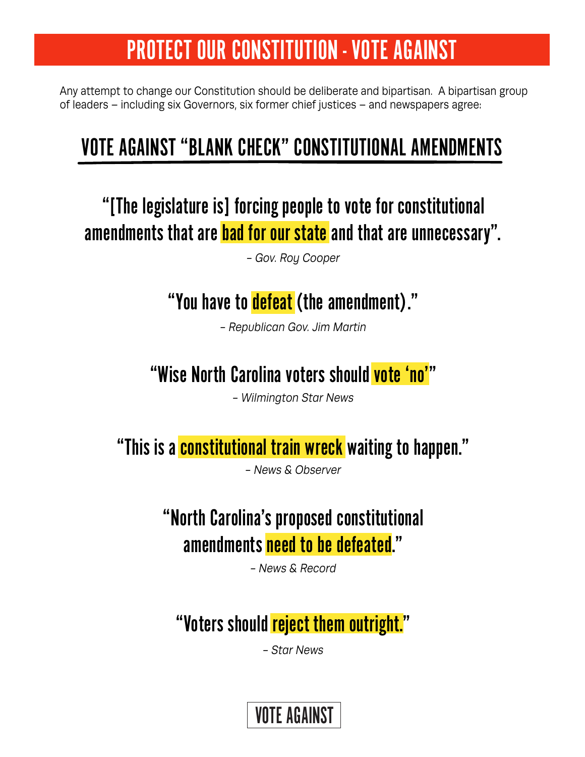# PROTECT OUR CONSTITUTION - VOTE AGAINST

Any attempt to change our Constitution should be deliberate and bipartisan. A bipartisan group of leaders – including six Governors, six former chief justices – and newspapers agree:

## VOTE AGAINST "BLANK CHECK" CONSTITUTIONAL AMENDMENTS

### "[The legislature is] forcing people to vote for constitutional amendments that are bad for our state and that are unnecessary".

*– Gov. Roy Cooper*

### "You have to defeat (the amendment)."

*– Republican Gov. Jim Martin*

### "Wise North Carolina voters should vote 'no'"

*– Wilmington Star News*

### "This is a constitutional train wreck waiting to happen."

*– News & Observer*

### "North Carolina's proposed constitutional amendments need to be defeated."

*– News & Record*

### "Voters should reject them outright."

*– Star News*

**VOTE AGAINST**